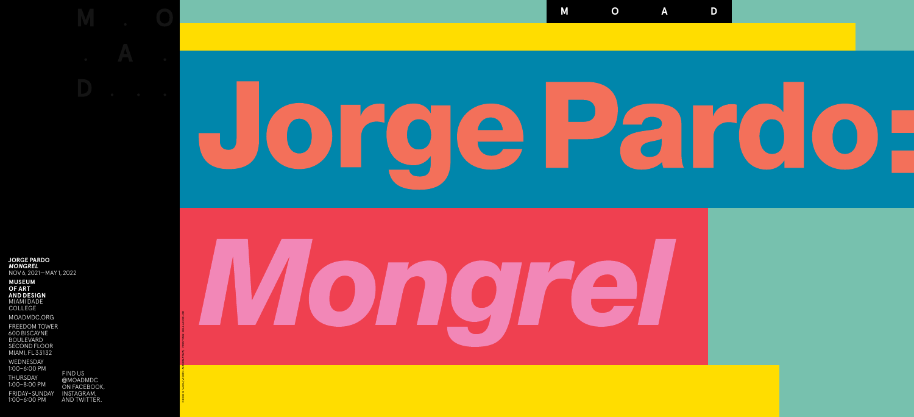M . O
. A .
D . . .

# Jorge Pardo:

# *Mongrel*

**JORGE PARDO**
***MONGREL***
NOV 6, 2021—MAY 1, 2022

**MUSEUM OF ART AND DESIGN**
MIAMI DADE COLLEGE

MOADMDC.ORG

FREEDOM TOWER
600 BISCAYNE BOULEVARD
SECOND FLOOR
MIAMI, FL 33132

WEDNESDAY
1:00–6:00 PM
THURSDAY
1:00–8:00 PM
FRIDAY–SUNDAY
1:00–6:00 PM

FIND US @MOADMDC ON FACEBOOK, INSTAGRAM, AND TWITTER.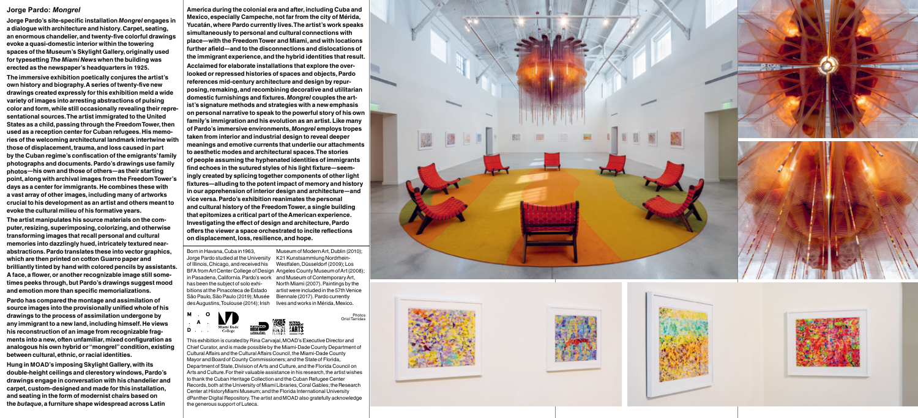## Jorge Pardo: *Mongrel*

**Jorge Pardo's site-specific installation *Mongrel* engages in a dialogue with architecture and history. Carpet, seating, an enormous chandelier, and twenty-five colorful drawings evoke a quasi-domestic interior within the towering spaces of the Museum's Skylight Gallery, originally used for typesetting *The Miami News* when the building was erected as the newspaper's headquarters in 1925.**

**The immersive exhibition poetically conjures the artist's own history and biography. A series of twenty-five new drawings created expressly for this exhibition meld a wide variety of images into arresting abstractions of pulsing color and form, while still occasionally revealing their representational sources. The artist immigrated to the United States as a child, passing through the Freedom Tower, then used as a reception center for Cuban refugees. His memories of the welcoming architectural landmark intertwine with those of displacement, trauma, and loss caused in part by the Cuban regime's confiscation of the emigrants' family photographs and documents. Pardo's drawings use family photos—his own and those of others—as their starting point, along with archival images from the Freedom Tower's days as a center for immigrants. He combines these with a vast array of other images, including many of artworks crucial to his development as an artist and others meant to evoke the cultural milieu of his formative years.**

**The artist manipulates his source materials on the computer, resizing, superimposing, colorizing, and otherwise transforming images that recall personal and cultural memories into dazzlingly hued, intricately textured near-abstractions. Pardo translates these into vector graphics, which are then printed on cotton Guarro paper and brilliantly tinted by hand with colored pencils by assistants. A face, a flower, or another recognizable image still sometimes peeks through, but Pardo's drawings suggest mood and emotion more than specific memorializations.**

**Pardo has compared the montage and assimilation of source images into the provisionally unified whole of his drawings to the process of assimilation undergone by any immigrant to a new land, including himself. He views his reconstruction of an image from recognizable fragments into a new, often unfamiliar, mixed configuration as analogous his own hybrid or "mongrel" condition, existing between cultural, ethnic, or racial identities.**

**Hung in MOAD's imposing Skylight Gallery, with its double-height ceilings and clerestory windows, Pardo's drawings engage in conversation with his chandelier and carpet, custom-designed and made for this installation, and seating in the form of modernist chairs based on the *butaque*, a furniture shape widespread across Latin America during the colonial era and after, including Cuba and Mexico, especially Campeche, not far from the city of Mérida, Yucatán, where Pardo currently lives. The artist's work speaks simultaneously to personal and cultural connections with place—with the Freedom Tower and Miami, and with locations further afield—and to the disconnections and dislocations of the immigrant experience, and the hybrid identities that result.**

**Acclaimed for elaborate installations that explore the overlooked or repressed histories of spaces and objects, Pardo references mid-century architecture and design by repurposing, remaking, and recombining decorative and utilitarian domestic furnishings and fixtures. *Mongrel* couples the artist's signature methods and strategies with a new emphasis on personal narrative to speak to the powerful story of his own family's immigration and his evolution as an artist. Like many of Pardo's immersive environments, *Mongrel* employs tropes taken from interior and industrial design to reveal deeper meanings and emotive currents that underlie our attachments to aesthetic modes and architectural spaces. The stories of people assuming the hyphenated identities of immigrants find echoes in the sutured styles of his light fixture—seemingly created by splicing together components of other light fixtures—alluding to the potent impact of memory and history in our apprehension of interior design and architecture—and vice versa. Pardo's exhibition reanimates the personal and cultural history of the Freedom Tower, a single building that epitomizes a critical part of the American experience. Investigating the effect of design and architecture, Pardo offers the viewer a space orchestrated to incite reflections on displacement, loss, resilience, and hope.**

Born in Havana, Cuba in 1963, Jorge Pardo studied at the University of Illinois, Chicago, and received his BFA from Art Center College of Design in Pasadena, California. Pardo's work has been the subject of solo exhibitions at the Pinacoteca de Estado São Paulo, São Paulo (2019); Musée des Augustins, Toulouse (2014); Irish Museum of Modern Art, Dublin (2010); K21 Kunstsammlung Nordrhein-Westfalen, Düsseldorf (2009); Los Angeles County Museum of Art (2008); and Museum of Contemporary Art, North Miami (2007). Paintings by the artist were included in the 57th Venice Biennale (2017). Pardo currently lives and works in Mérida, Mexico.

Photos
Oriol Tarridas

This exhibition is curated by Rina Carvajal, MOAD's Executive Director and Chief Curator, and is made possible by the Miami-Dade County Department of Cultural Affairs and the Cultural Affairs Council, the Miami-Dade County Mayor and Board of County Commissioners; and the State of Florida, Department of State, Division of Arts and Culture, and the Florida Council on Arts and Culture. For their valuable assistance in his research, the artist wishes to thank the Cuban Heritage Collection and the Cuban Refugee Center Records, both at the University of Miami Libraries, Coral Gables; the Research Center at HistoryMiami Museum; and the Florida International University dPanther Digital Repository. The artist and MOAD also gratefully acknowledge the generous support of Luteca.